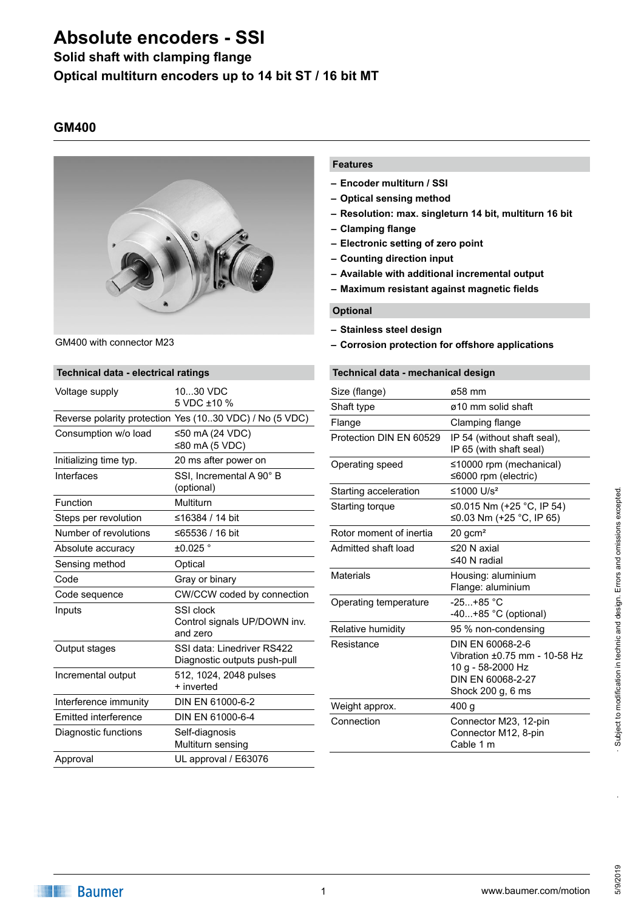# Absolute encoders - SSI

## Solid shaft with clamping flange

## Optical multiturn encoders up to 14 bit ST / 16 bit MT

### GM400

GM400 with connector M23

| Features |
|---|
| – Encoder multiturn / SSI |
| – Optical sensing method |
| – Resolution: max. singleturn 14 bit, multiturn 16 bit |
| – Clamping flange |
| – Electronic setting of zero point |
| – Counting direction input |
| – Available with additional incremental output |
| – Maximum resistant against magnetic fields |

| Optional |
|---|
| – Stainless steel design |
| – Corrosion protection for offshore applications |

| Technical data - electrical ratings | |
|---|---|
| Voltage supply | 10...30 VDC<br>5 VDC ±10 % |
| Reverse polarity protection | Yes (10..30 VDC) / No (5 VDC) |
| Consumption w/o load | ≤50 mA (24 VDC)<br>≤80 mA (5 VDC) |
| Initializing time typ. | 20 ms after power on |
| Interfaces | SSI, Incremental A 90° B (optional) |
| Function | Multiturn |
| Steps per revolution | ≤16384 / 14 bit |
| Number of revolutions | ≤65536 / 16 bit |
| Absolute accuracy | ±0.025 ° |
| Sensing method | Optical |
| Code | Gray or binary |
| Code sequence | CW/CCW coded by connection |
| Inputs | SSI clock<br>Control signals UP/DOWN inv. and zero |
| Output stages | SSI data: Linedriver RS422<br>Diagnostic outputs push-pull |
| Incremental output | 512, 1024, 2048 pulses<br>+ inverted |
| Interference immunity | DIN EN 61000-6-2 |
| Emitted interference | DIN EN 61000-6-4 |
| Diagnostic functions | Self-diagnosis<br>Multiturn sensing |
| Approval | UL approval / E63076 |

| Technical data - mechanical design | |
|---|---|
| Size (flange) | ø58 mm |
| Shaft type | ø10 mm solid shaft |
| Flange | Clamping flange |
| Protection DIN EN 60529 | IP 54 (without shaft seal),<br>IP 65 (with shaft seal) |
| Operating speed | ≤10000 rpm (mechanical)<br>≤6000 rpm (electric) |
| Starting acceleration | ≤1000 U/s² |
| Starting torque | ≤0.015 Nm (+25 °C, IP 54)<br>≤0.03 Nm (+25 °C, IP 65) |
| Rotor moment of inertia | 20 gcm² |
| Admitted shaft load | ≤20 N axial<br>≤40 N radial |
| Materials | Housing: aluminium<br>Flange: aluminium |
| Operating temperature | -25...+85 °C<br>-40...+85 °C (optional) |
| Relative humidity | 95 % non-condensing |
| Resistance | DIN EN 60068-2-6<br>Vibration ±0.75 mm - 10-58 Hz<br>10 g - 58-2000 Hz<br>DIN EN 60068-2-27<br>Shock 200 g, 6 ms |
| Weight approx. | 400 g |
| Connection | Connector M23, 12-pin<br>Connector M12, 8-pin<br>Cable 1 m |

Subject to modification in technic and design. Errors and omissions excepted.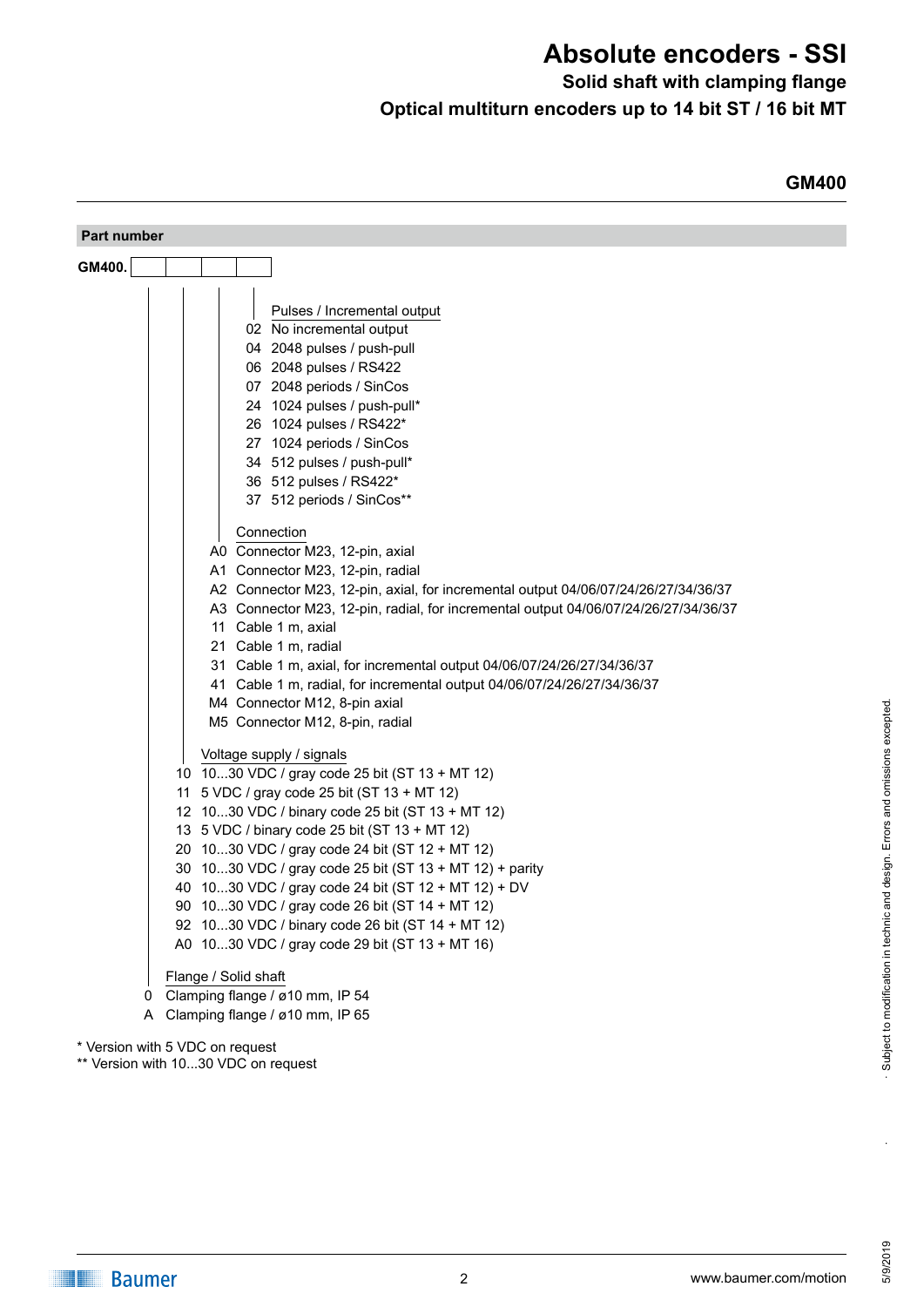# Absolute encoders - SSI

## Solid shaft with clamping flange

## Optical multiturn encoders up to 14 bit ST / 16 bit MT

**GM400**

### Part number

**GM400.** [ ][ ][ ][ ]

**Pulses / Incremental output**

- 02 No incremental output
- 04 2048 pulses / push-pull
- 06 2048 pulses / RS422
- 07 2048 periods / SinCos
- 24 1024 pulses / push-pull*
- 26 1024 pulses / RS422*
- 27 1024 periods / SinCos
- 34 512 pulses / push-pull*
- 36 512 pulses / RS422*
- 37 512 periods / SinCos**

**Connection**

- A0 Connector M23, 12-pin, axial
- A1 Connector M23, 12-pin, radial
- A2 Connector M23, 12-pin, axial, for incremental output 04/06/07/24/26/27/34/36/37
- A3 Connector M23, 12-pin, radial, for incremental output 04/06/07/24/26/27/34/36/37
- 11 Cable 1 m, axial
- 21 Cable 1 m, radial
- 31 Cable 1 m, axial, for incremental output 04/06/07/24/26/27/34/36/37
- 41 Cable 1 m, radial, for incremental output 04/06/07/24/26/27/34/36/37
- M4 Connector M12, 8-pin axial
- M5 Connector M12, 8-pin, radial

**Voltage supply / signals**

- 10 10...30 VDC / gray code 25 bit (ST 13 + MT 12)
- 11 5 VDC / gray code 25 bit (ST 13 + MT 12)
- 12 10...30 VDC / binary code 25 bit (ST 13 + MT 12)
- 13 5 VDC / binary code 25 bit (ST 13 + MT 12)
- 20 10...30 VDC / gray code 24 bit (ST 12 + MT 12)
- 30 10...30 VDC / gray code 25 bit (ST 13 + MT 12) + parity
- 40 10...30 VDC / gray code 24 bit (ST 12 + MT 12) + DV
- 90 10...30 VDC / gray code 26 bit (ST 14 + MT 12)
- 92 10...30 VDC / binary code 26 bit (ST 14 + MT 12)
- A0 10...30 VDC / gray code 29 bit (ST 13 + MT 16)

**Flange / Solid shaft**

- 0 Clamping flange / ø10 mm, IP 54
- A Clamping flange / ø10 mm, IP 65

\* Version with 5 VDC on request
\** Version with 10...30 VDC on request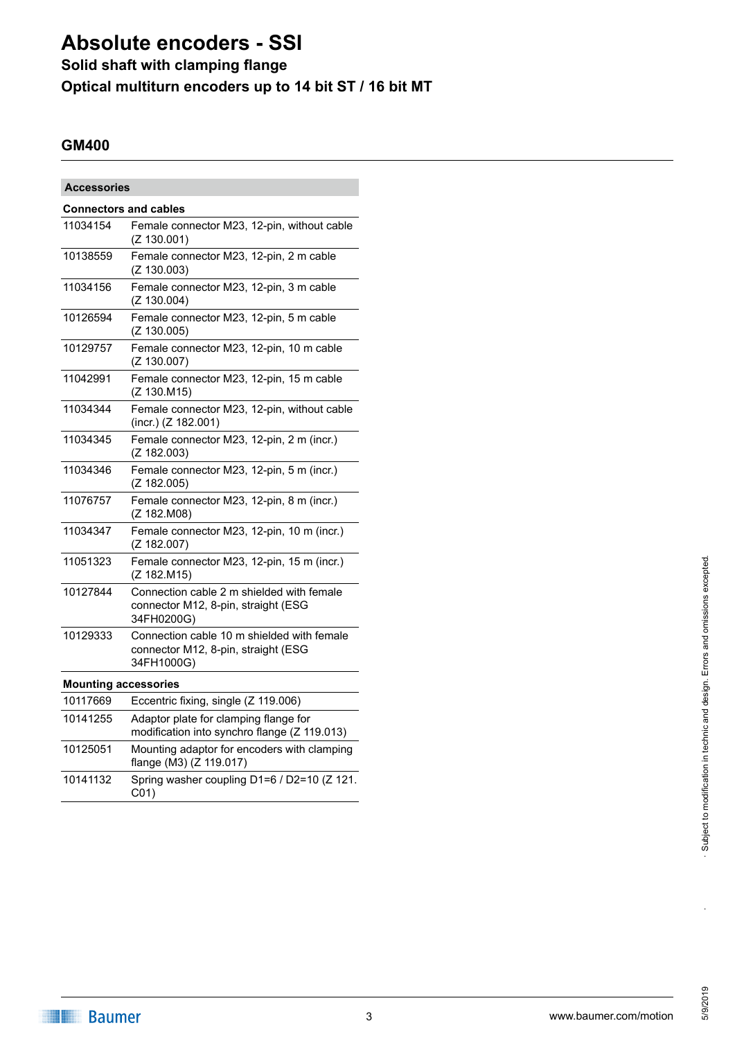# Absolute encoders - SSI

## Solid shaft with clamping flange

## Optical multiturn encoders up to 14 bit ST / 16 bit MT

### GM400

| Accessories | |
|---|---|
| **Connectors and cables** | |
| 11034154 | Female connector M23, 12-pin, without cable (Z 130.001) |
| 10138559 | Female connector M23, 12-pin, 2 m cable (Z 130.003) |
| 11034156 | Female connector M23, 12-pin, 3 m cable (Z 130.004) |
| 10126594 | Female connector M23, 12-pin, 5 m cable (Z 130.005) |
| 10129757 | Female connector M23, 12-pin, 10 m cable (Z 130.007) |
| 11042991 | Female connector M23, 12-pin, 15 m cable (Z 130.M15) |
| 11034344 | Female connector M23, 12-pin, without cable (incr.) (Z 182.001) |
| 11034345 | Female connector M23, 12-pin, 2 m (incr.) (Z 182.003) |
| 11034346 | Female connector M23, 12-pin, 5 m (incr.) (Z 182.005) |
| 11076757 | Female connector M23, 12-pin, 8 m (incr.) (Z 182.M08) |
| 11034347 | Female connector M23, 12-pin, 10 m (incr.) (Z 182.007) |
| 11051323 | Female connector M23, 12-pin, 15 m (incr.) (Z 182.M15) |
| 10127844 | Connection cable 2 m shielded with female connector M12, 8-pin, straight (ESG 34FH0200G) |
| 10129333 | Connection cable 10 m shielded with female connector M12, 8-pin, straight (ESG 34FH1000G) |
| **Mounting accessories** | |
| 10117669 | Eccentric fixing, single (Z 119.006) |
| 10141255 | Adaptor plate for clamping flange for modification into synchro flange (Z 119.013) |
| 10125051 | Mounting adaptor for encoders with clamping flange (M3) (Z 119.017) |
| 10141132 | Spring washer coupling D1=6 / D2=10 (Z 121.C01) |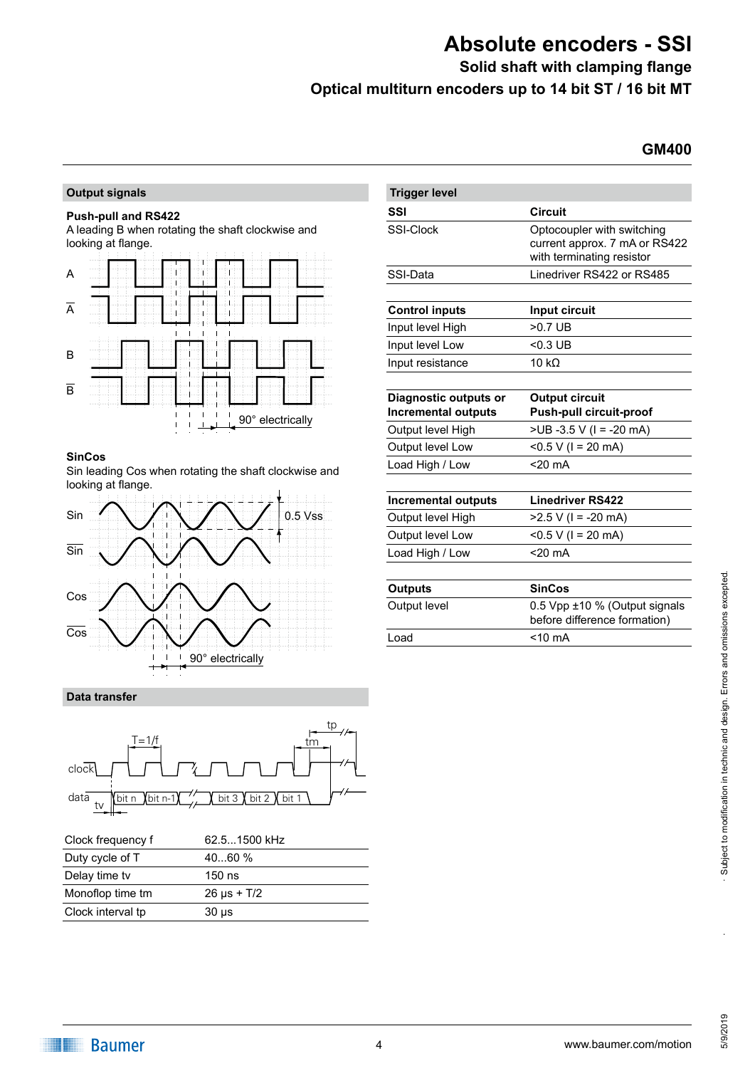# Absolute encoders - SSI

## Solid shaft with clamping flange

## Optical multiturn encoders up to 14 bit ST / 16 bit MT

**GM400**

### Output signals

**Push-pull and RS422**
A leading B when rotating the shaft clockwise and looking at flange.

A
A̅
B
B̅
90° electrically

**SinCos**
Sin leading Cos when rotating the shaft clockwise and looking at flange.

Sin
S̅i̅n̅
Cos
C̅o̅s̅
0.5 Vss
90° electrically

### Data transfer

T=1/f
tp
tm
clock
data
tv
bit n
bit n-1
bit 3
bit 2
bit 1

| | |
|---|---|
| Clock frequency f | 62.5...1500 kHz |
| Duty cycle of T | 40...60 % |
| Delay time tv | 150 ns |
| Monoflop time tm | 26 µs + T/2 |
| Clock interval tp | 30 µs |

### Trigger level

| SSI | Circuit |
|---|---|
| SSI-Clock | Optocoupler with switching current approx. 7 mA or RS422 with terminating resistor |
| SSI-Data | Linedriver RS422 or RS485 |

| Control inputs | Input circuit |
|---|---|
| Input level High | >0.7 UB |
| Input level Low | <0.3 UB |
| Input resistance | 10 kΩ |

| Diagnostic outputs or Incremental outputs | Output circuit Push-pull circuit-proof |
|---|---|
| Output level High | >UB -3.5 V (I = -20 mA) |
| Output level Low | <0.5 V (I = 20 mA) |
| Load High / Low | <20 mA |

| Incremental outputs | Linedriver RS422 |
|---|---|
| Output level High | >2.5 V (I = -20 mA) |
| Output level Low | <0.5 V (I = 20 mA) |
| Load High / Low | <20 mA |

| Outputs | SinCos |
|---|---|
| Output level | 0.5 Vpp ±10 % (Output signals before difference formation) |
| Load | <10 mA |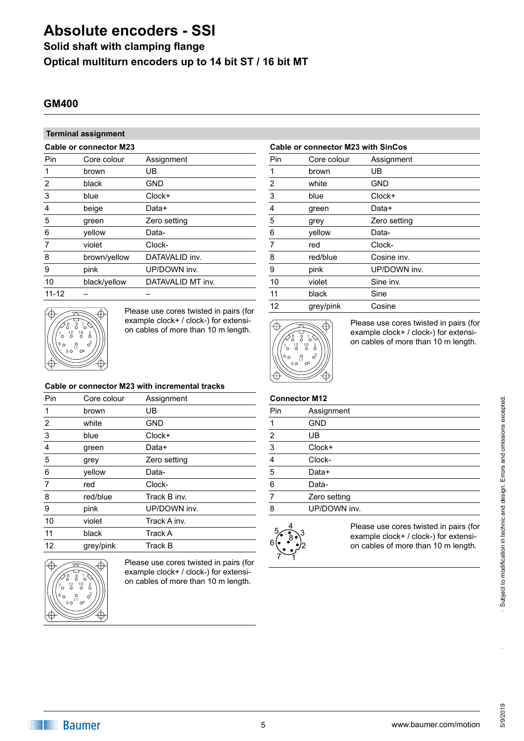# Absolute encoders - SSI

## Solid shaft with clamping flange

## Optical multiturn encoders up to 14 bit ST / 16 bit MT

### GM400

**Terminal assignment**

**Cable or connector M23**

| Pin | Core colour | Assignment |
|---|---|---|
| 1 | brown | UB |
| 2 | black | GND |
| 3 | blue | Clock+ |
| 4 | beige | Data+ |
| 5 | green | Zero setting |
| 6 | yellow | Data- |
| 7 | violet | Clock- |
| 8 | brown/yellow | DATAVALID inv. |
| 9 | pink | UP/DOWN inv. |
| 10 | black/yellow | DATAVALID MT inv. |
| 11-12 | – | – |

Please use cores twisted in pairs (for example clock+ / clock-) for extension cables of more than 10 m length.

**Cable or connector M23 with SinCos**

| Pin | Core colour | Assignment |
|---|---|---|
| 1 | brown | UB |
| 2 | white | GND |
| 3 | blue | Clock+ |
| 4 | green | Data+ |
| 5 | grey | Zero setting |
| 6 | yellow | Data- |
| 7 | red | Clock- |
| 8 | red/blue | Cosine inv. |
| 9 | pink | UP/DOWN inv. |
| 10 | violet | Sine inv. |
| 11 | black | Sine |
| 12 | grey/pink | Cosine |

Please use cores twisted in pairs (for example clock+ / clock-) for extension cables of more than 10 m length.

**Cable or connector M23 with incremental tracks**

| Pin | Core colour | Assignment |
|---|---|---|
| 1 | brown | UB |
| 2 | white | GND |
| 3 | blue | Clock+ |
| 4 | green | Data+ |
| 5 | grey | Zero setting |
| 6 | yellow | Data- |
| 7 | red | Clock- |
| 8 | red/blue | Track B inv. |
| 9 | pink | UP/DOWN inv. |
| 10 | violet | Track A inv. |
| 11 | black | Track A |
| 12 | grey/pink | Track B |

Please use cores twisted in pairs (for example clock+ / clock-) for extension cables of more than 10 m length.

**Connector M12**

| Pin | Assignment |
|---|---|
| 1 | GND |
| 2 | UB |
| 3 | Clock+ |
| 4 | Clock- |
| 5 | Data+ |
| 6 | Data- |
| 7 | Zero setting |
| 8 | UP/DOWN inv. |

Please use cores twisted in pairs (for example clock+ / clock-) for extension cables of more than 10 m length.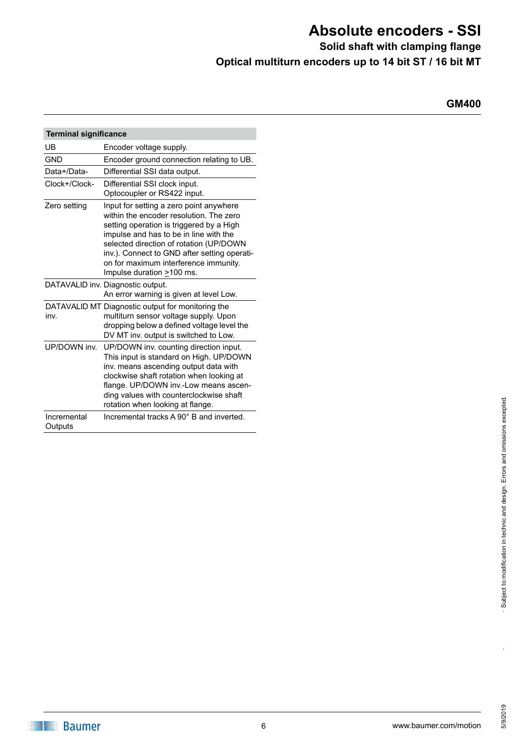| Terminal significance | |
|---|---|
| UB | Encoder voltage supply. |
| GND | Encoder ground connection relating to UB. |
| Data+/Data- | Differential SSI data output. |
| Clock+/Clock- | Differential SSI clock input. Optocoupler or RS422 input. |
| Zero setting | Input for setting a zero point anywhere within the encoder resolution. The zero setting operation is triggered by a High impulse and has to be in line with the selected direction of rotation (UP/DOWN inv.). Connect to GND after setting operation for maximum interference immunity. Impulse duration ≥100 ms. |
| DATAVALID inv. | Diagnostic output. An error warning is given at level Low. |
| DATAVALID MT inv. | Diagnostic output for monitoring the multiturn sensor voltage supply. Upon dropping below a defined voltage level the DV MT inv. output is switched to Low. |
| UP/DOWN inv. | UP/DOWN inv. counting direction input. This input is standard on High. UP/DOWN inv. means ascending output data with clockwise shaft rotation when looking at flange. UP/DOWN inv.-Low means ascending values with counterclockwise shaft rotation when looking at flange. |
| Incremental Outputs | Incremental tracks A 90° B and inverted. |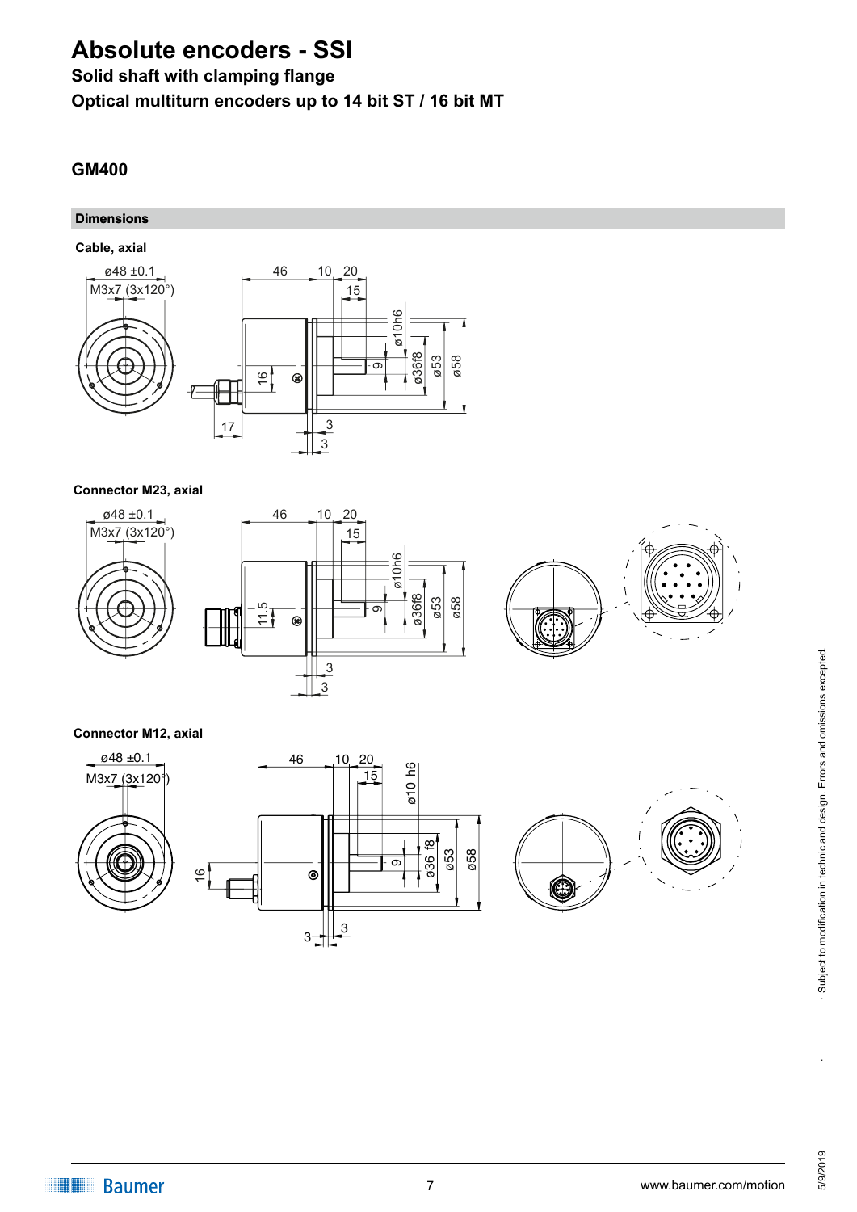# Absolute encoders - SSI

**Solid shaft with clamping flange**

**Optical multiturn encoders up to 14 bit ST / 16 bit MT**

## GM400

### Dimensions

**Cable, axial**

ø48 ±0.1
M3x7 (3x120°)
46 10 20
15
ø10h6
9
ø36f8
ø53
ø58
16
17
3
3

**Connector M23, axial**

ø48 ±0.1
M3x7 (3x120°)
46 10 20
15
ø10h6
9
ø36f8
ø53
ø58
11.5
3
3

**Connector M12, axial**

ø48 ±0.1
M3x7 (3x120°)
46 10 20
15
ø10 h6
9
ø36 f8
ø53
ø58
16
3
3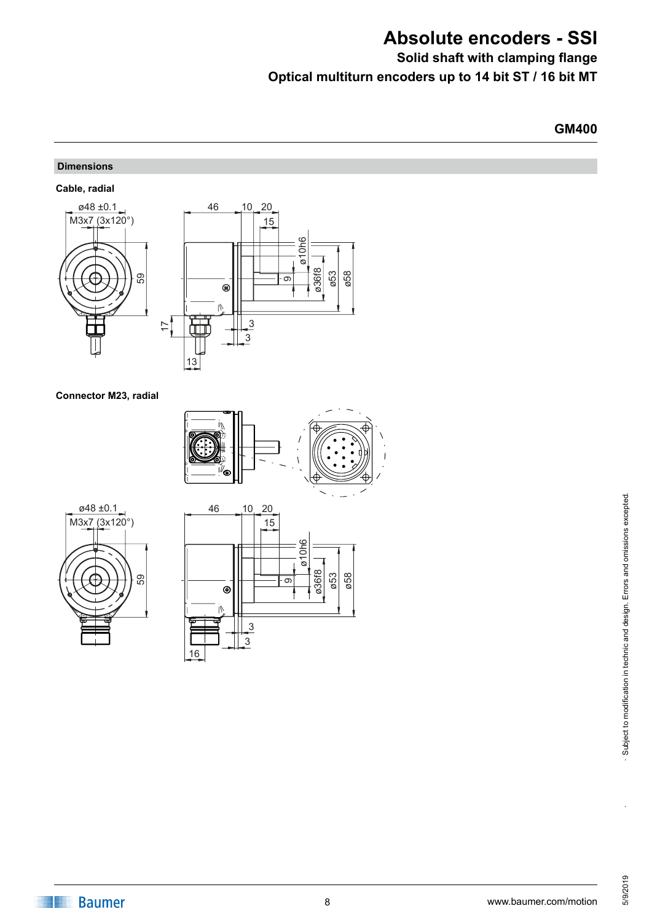# Absolute encoders - SSI

**Solid shaft with clamping flange**

**Optical multiturn encoders up to 14 bit ST / 16 bit MT**

**GM400**

## Dimensions

### Cable, radial

ø48 ±0.1
M3x7 (3x120°)
59
46
10
20
15
ø10h6
9
ø36f8
ø53
ø58
17
3
3
13

### Connector M23, radial

ø48 ±0.1
M3x7 (3x120°)
59
46
10
20
15
ø10h6
9
ø36f8
ø53
ø58
3
3
16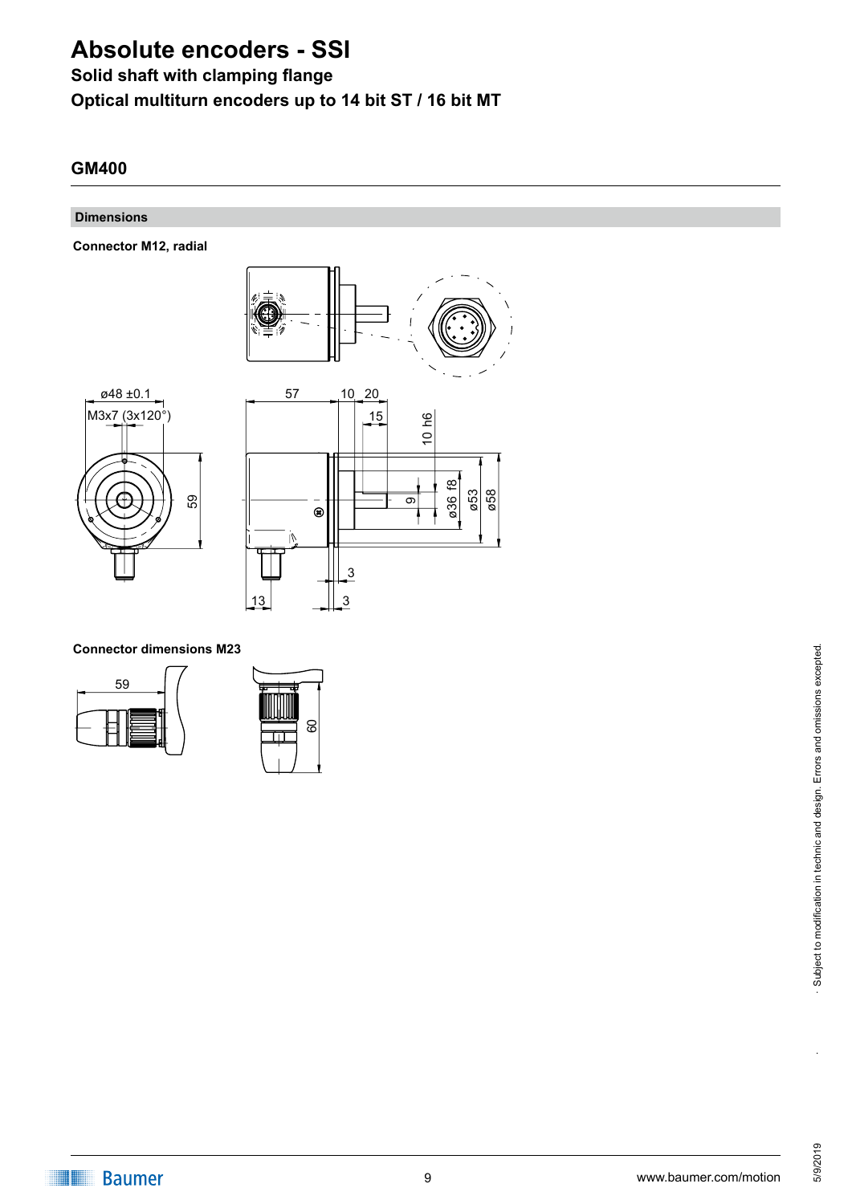# Absolute encoders - SSI

**Solid shaft with clamping flange**

**Optical multiturn encoders up to 14 bit ST / 16 bit MT**

## GM400

### Dimensions

**Connector M12, radial**

ø48 ±0.1

M3x7 (3x120°)

59

57

10

20

15

10 h6

9

ø36 f8

ø53

ø58

3

13

3

**Connector dimensions M23**

59

60